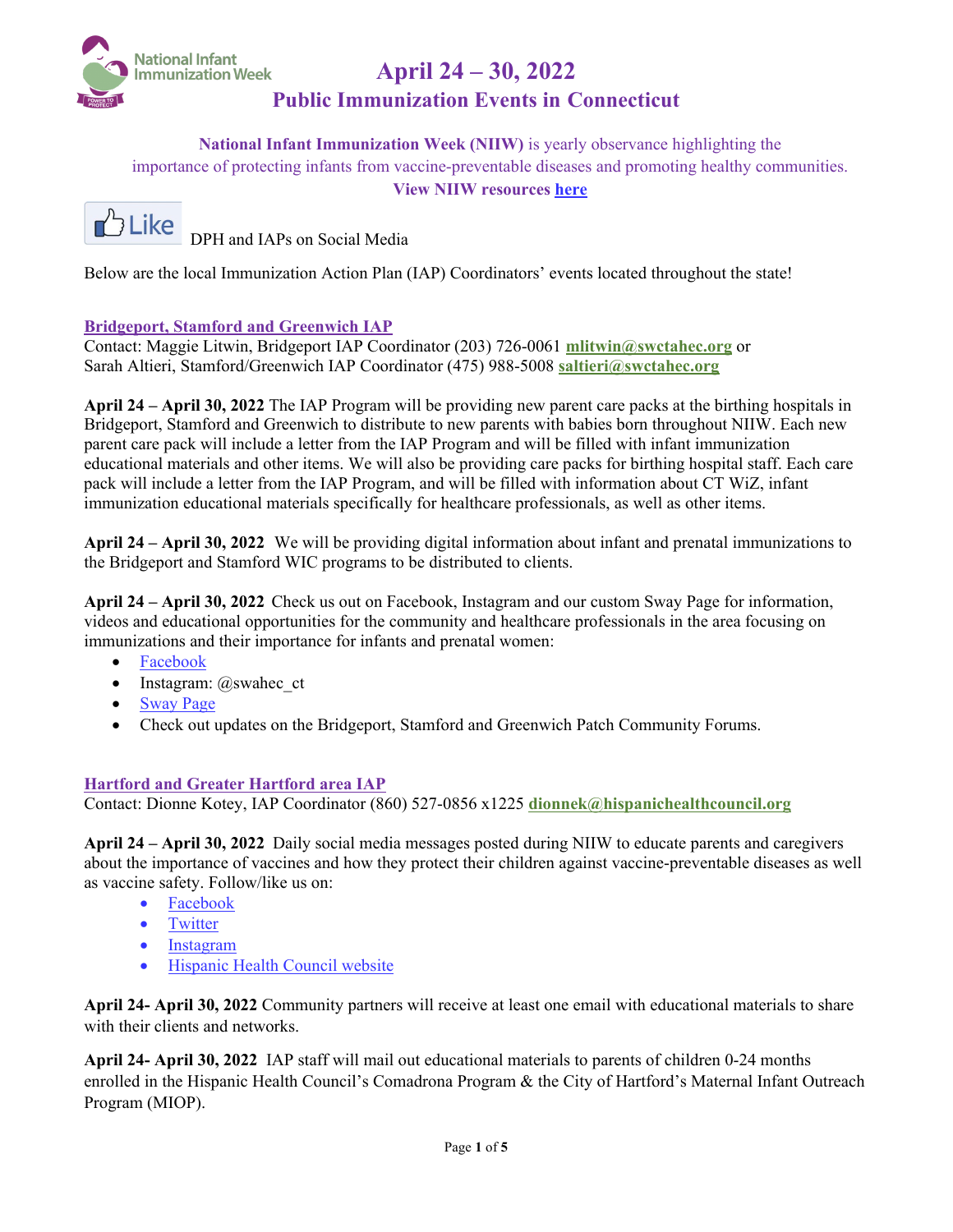# April 24 – 30, 2022
## Public Immunization Events in Connecticut

**National Infant Immunization Week (NIIW)** is yearly observance highlighting the importance of protecting infants from vaccine-preventable diseases and promoting healthy communities.
**View NIIW resources [here]()**

Like DPH and IAPs on Social Media

Below are the local Immunization Action Plan (IAP) Coordinators' events located throughout the state!

### [Bridgeport, Stamford and Greenwich IAP]()

Contact: Maggie Litwin, Bridgeport IAP Coordinator (203) 726-0061 **mlitwin@swctahec.org** or
Sarah Altieri, Stamford/Greenwich IAP Coordinator (475) 988-5008 **saltieri@swctahec.org**

**April 24 – April 30, 2022** The IAP Program will be providing new parent care packs at the birthing hospitals in Bridgeport, Stamford and Greenwich to distribute to new parents with babies born throughout NIIW. Each new parent care pack will include a letter from the IAP Program and will be filled with infant immunization educational materials and other items. We will also be providing care packs for birthing hospital staff. Each care pack will include a letter from the IAP Program, and will be filled with information about CT WiZ, infant immunization educational materials specifically for healthcare professionals, as well as other items.

**April 24 – April 30, 2022** We will be providing digital information about infant and prenatal immunizations to the Bridgeport and Stamford WIC programs to be distributed to clients.

**April 24 – April 30, 2022** Check us out on Facebook, Instagram and our custom Sway Page for information, videos and educational opportunities for the community and healthcare professionals in the area focusing on immunizations and their importance for infants and prenatal women:

- [Facebook]()
- Instagram: @swahec_ct
- [Sway Page]()
- Check out updates on the Bridgeport, Stamford and Greenwich Patch Community Forums.

### [Hartford and Greater Hartford area IAP]()

Contact: Dionne Kotey, IAP Coordinator (860) 527-0856 x1225 **dionnek@hispanichealthcouncil.org**

**April 24 – April 30, 2022** Daily social media messages posted during NIIW to educate parents and caregivers about the importance of vaccines and how they protect their children against vaccine-preventable diseases as well as vaccine safety. Follow/like us on:

- [Facebook]()
- [Twitter]()
- [Instagram]()
- [Hispanic Health Council website]()

**April 24- April 30, 2022** Community partners will receive at least one email with educational materials to share with their clients and networks.

**April 24- April 30, 2022** IAP staff will mail out educational materials to parents of children 0-24 months enrolled in the Hispanic Health Council's Comadrona Program & the City of Hartford's Maternal Infant Outreach Program (MIOP).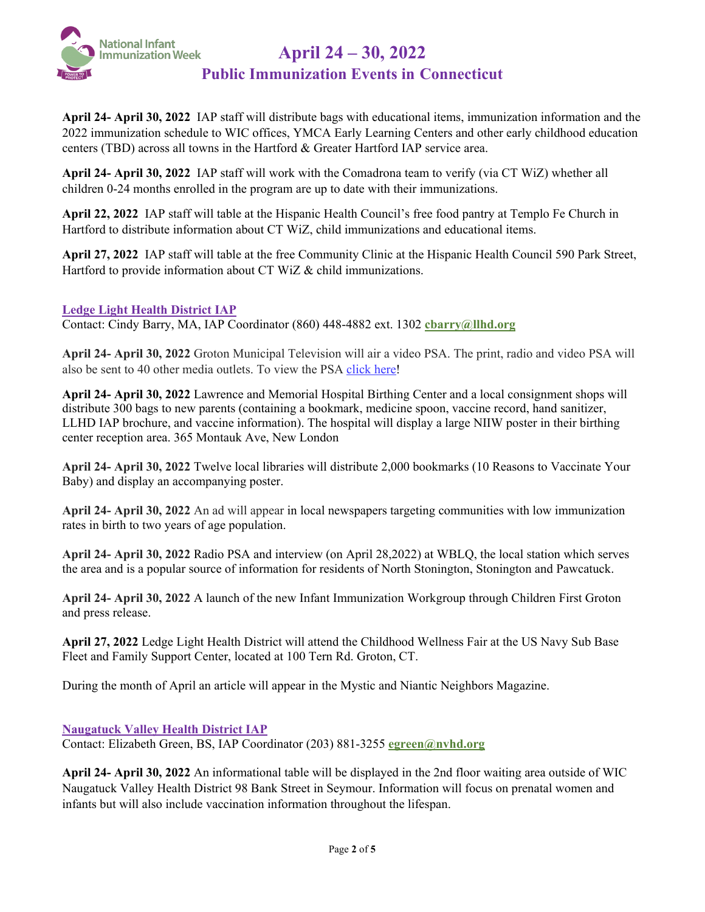**April 24- April 30, 2022** IAP staff will distribute bags with educational items, immunization information and the 2022 immunization schedule to WIC offices, YMCA Early Learning Centers and other early childhood education centers (TBD) across all towns in the Hartford & Greater Hartford IAP service area.

**April 24- April 30, 2022** IAP staff will work with the Comadrona team to verify (via CT WiZ) whether all children 0-24 months enrolled in the program are up to date with their immunizations.

**April 22, 2022** IAP staff will table at the Hispanic Health Council's free food pantry at Templo Fe Church in Hartford to distribute information about CT WiZ, child immunizations and educational items.

**April 27, 2022** IAP staff will table at the free Community Clinic at the Hispanic Health Council 590 Park Street, Hartford to provide information about CT WiZ & child immunizations.

## Ledge Light Health District IAP

Contact: Cindy Barry, MA, IAP Coordinator (860) 448-4882 ext. 1302 **cbarry@llhd.org**

**April 24- April 30, 2022** Groton Municipal Television will air a video PSA. The print, radio and video PSA will also be sent to 40 other media outlets. To view the PSA click here!

**April 24- April 30, 2022** Lawrence and Memorial Hospital Birthing Center and a local consignment shops will distribute 300 bags to new parents (containing a bookmark, medicine spoon, vaccine record, hand sanitizer, LLHD IAP brochure, and vaccine information). The hospital will display a large NIIW poster in their birthing center reception area. 365 Montauk Ave, New London

**April 24- April 30, 2022** Twelve local libraries will distribute 2,000 bookmarks (10 Reasons to Vaccinate Your Baby) and display an accompanying poster.

**April 24- April 30, 2022** An ad will appear in local newspapers targeting communities with low immunization rates in birth to two years of age population.

**April 24- April 30, 2022** Radio PSA and interview (on April 28,2022) at WBLQ, the local station which serves the area and is a popular source of information for residents of North Stonington, Stonington and Pawcatuck.

**April 24- April 30, 2022** A launch of the new Infant Immunization Workgroup through Children First Groton and press release.

**April 27, 2022** Ledge Light Health District will attend the Childhood Wellness Fair at the US Navy Sub Base Fleet and Family Support Center, located at 100 Tern Rd. Groton, CT.

During the month of April an article will appear in the Mystic and Niantic Neighbors Magazine.

## Naugatuck Valley Health District IAP

Contact: Elizabeth Green, BS, IAP Coordinator (203) 881-3255 **egreen@nvhd.org**

**April 24- April 30, 2022** An informational table will be displayed in the 2nd floor waiting area outside of WIC Naugatuck Valley Health District 98 Bank Street in Seymour. Information will focus on prenatal women and infants but will also include vaccination information throughout the lifespan.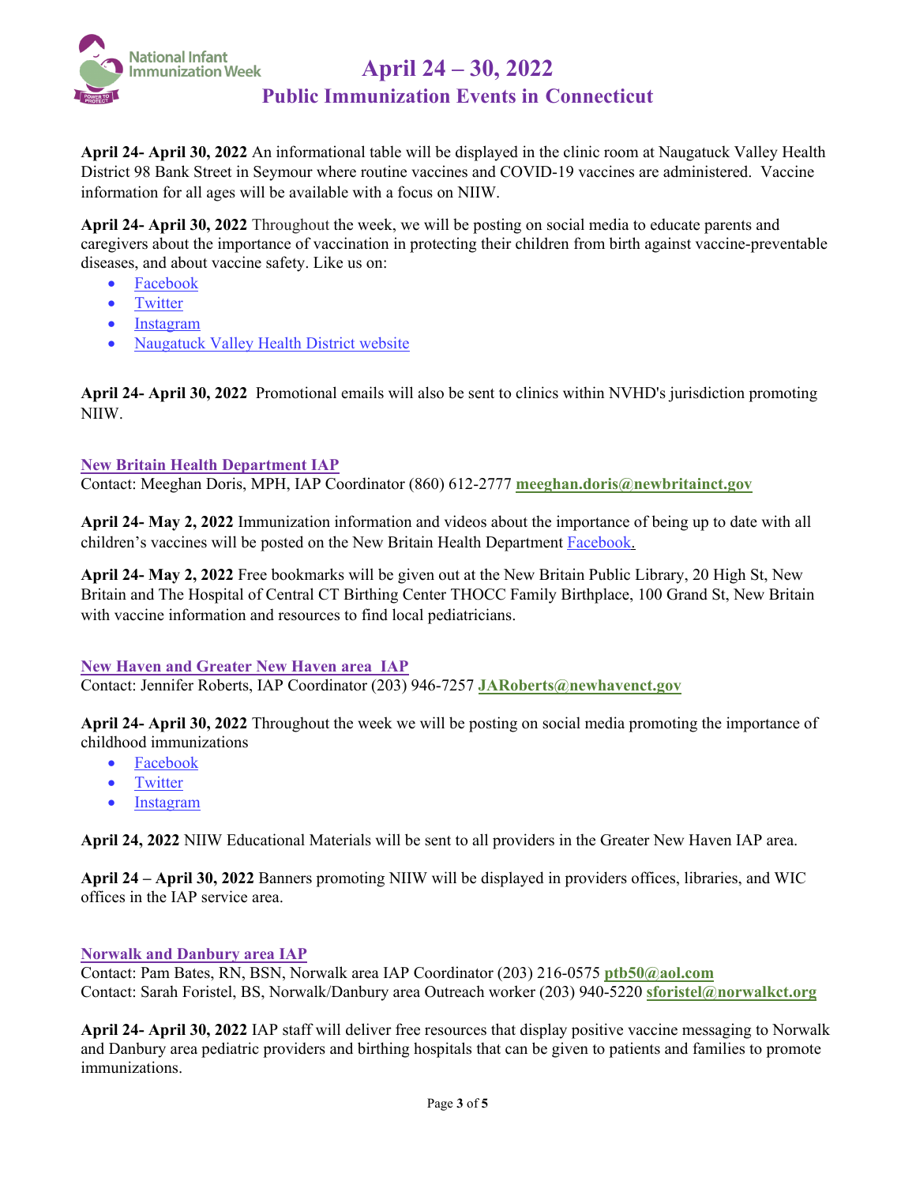# April 24 – 30, 2022

## Public Immunization Events in Connecticut

**April 24- April 30, 2022** An informational table will be displayed in the clinic room at Naugatuck Valley Health District 98 Bank Street in Seymour where routine vaccines and COVID-19 vaccines are administered. Vaccine information for all ages will be available with a focus on NIIW.

**April 24- April 30, 2022** Throughout the week, we will be posting on social media to educate parents and caregivers about the importance of vaccination in protecting their children from birth against vaccine-preventable diseases, and about vaccine safety. Like us on:

- Facebook
- Twitter
- Instagram
- Naugatuck Valley Health District website

**April 24- April 30, 2022** Promotional emails will also be sent to clinics within NVHD's jurisdiction promoting NIIW.

### New Britain Health Department IAP

Contact: Meeghan Doris, MPH, IAP Coordinator (860) 612-2777 **meeghan.doris@newbritainct.gov**

**April 24- May 2, 2022** Immunization information and videos about the importance of being up to date with all children's vaccines will be posted on the New Britain Health Department Facebook.

**April 24- May 2, 2022** Free bookmarks will be given out at the New Britain Public Library, 20 High St, New Britain and The Hospital of Central CT Birthing Center THOCC Family Birthplace, 100 Grand St, New Britain with vaccine information and resources to find local pediatricians.

### New Haven and Greater New Haven area IAP

Contact: Jennifer Roberts, IAP Coordinator (203) 946-7257 **JARoberts@newhavenct.gov**

**April 24- April 30, 2022** Throughout the week we will be posting on social media promoting the importance of childhood immunizations

- Facebook
- Twitter
- Instagram

**April 24, 2022** NIIW Educational Materials will be sent to all providers in the Greater New Haven IAP area.

**April 24 – April 30, 2022** Banners promoting NIIW will be displayed in providers offices, libraries, and WIC offices in the IAP service area.

### Norwalk and Danbury area IAP

Contact: Pam Bates, RN, BSN, Norwalk area IAP Coordinator (203) 216-0575 **ptb50@aol.com**
Contact: Sarah Foristel, BS, Norwalk/Danbury area Outreach worker (203) 940-5220 **sforistel@norwalkct.org**

**April 24- April 30, 2022** IAP staff will deliver free resources that display positive vaccine messaging to Norwalk and Danbury area pediatric providers and birthing hospitals that can be given to patients and families to promote immunizations.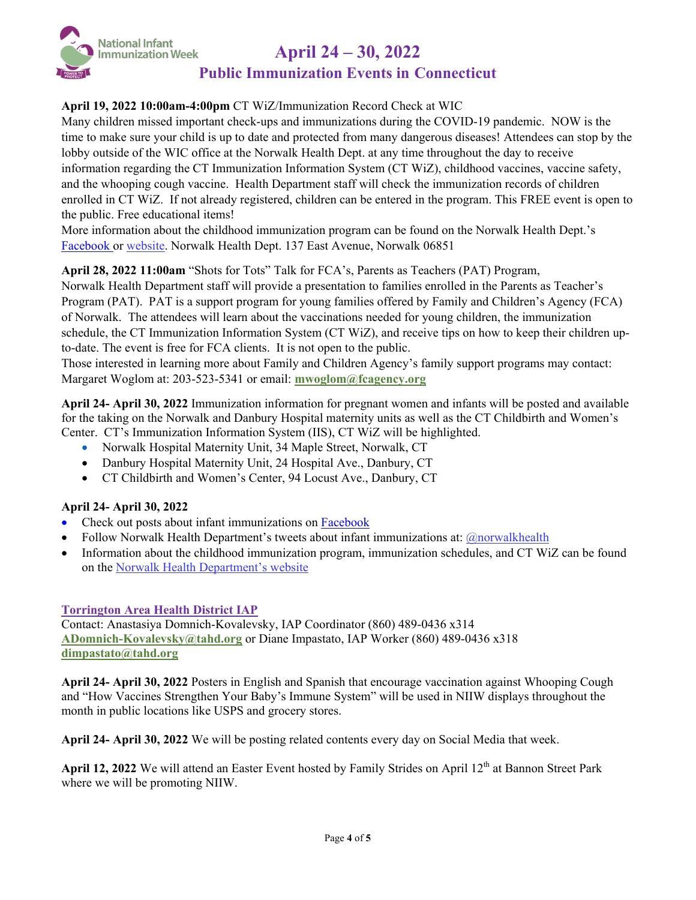**April 19, 2022 10:00am-4:00pm** CT WiZ/Immunization Record Check at WIC

Many children missed important check-ups and immunizations during the COVID-19 pandemic. NOW is the time to make sure your child is up to date and protected from many dangerous diseases! Attendees can stop by the lobby outside of the WIC office at the Norwalk Health Dept. at any time throughout the day to receive information regarding the CT Immunization Information System (CT WiZ), childhood vaccines, vaccine safety, and the whooping cough vaccine. Health Department staff will check the immunization records of children enrolled in CT WiZ. If not already registered, children can be entered in the program. This FREE event is open to the public. Free educational items!

More information about the childhood immunization program can be found on the Norwalk Health Dept.'s Facebook or website. Norwalk Health Dept. 137 East Avenue, Norwalk 06851

**April 28, 2022 11:00am** "Shots for Tots" Talk for FCA's, Parents as Teachers (PAT) Program,

Norwalk Health Department staff will provide a presentation to families enrolled in the Parents as Teacher's Program (PAT). PAT is a support program for young families offered by Family and Children's Agency (FCA) of Norwalk. The attendees will learn about the vaccinations needed for young children, the immunization schedule, the CT Immunization Information System (CT WiZ), and receive tips on how to keep their children up-to-date. The event is free for FCA clients. It is not open to the public.

Those interested in learning more about Family and Children Agency's family support programs may contact: Margaret Woglom at: 203-523-5341 or email: **mwoglom@fcagency.org**

**April 24- April 30, 2022** Immunization information for pregnant women and infants will be posted and available for the taking on the Norwalk and Danbury Hospital maternity units as well as the CT Childbirth and Women's Center. CT's Immunization Information System (IIS), CT WiZ will be highlighted.

- Norwalk Hospital Maternity Unit, 34 Maple Street, Norwalk, CT
- Danbury Hospital Maternity Unit, 24 Hospital Ave., Danbury, CT
- CT Childbirth and Women's Center, 94 Locust Ave., Danbury, CT

**April 24- April 30, 2022**

- Check out posts about infant immunizations on Facebook
- Follow Norwalk Health Department's tweets about infant immunizations at: @norwalkhealth
- Information about the childhood immunization program, immunization schedules, and CT WiZ can be found on the Norwalk Health Department's website

## Torrington Area Health District IAP

Contact: Anastasiya Domnich-Kovalevsky, IAP Coordinator (860) 489-0436 x314 **ADomnich-Kovalevsky@tahd.org** or Diane Impastato, IAP Worker (860) 489-0436 x318 **dimpastato@tahd.org**

**April 24- April 30, 2022** Posters in English and Spanish that encourage vaccination against Whooping Cough and "How Vaccines Strengthen Your Baby's Immune System" will be used in NIIW displays throughout the month in public locations like USPS and grocery stores.

**April 24- April 30, 2022** We will be posting related contents every day on Social Media that week.

**April 12, 2022** We will attend an Easter Event hosted by Family Strides on April 12th at Bannon Street Park where we will be promoting NIIW.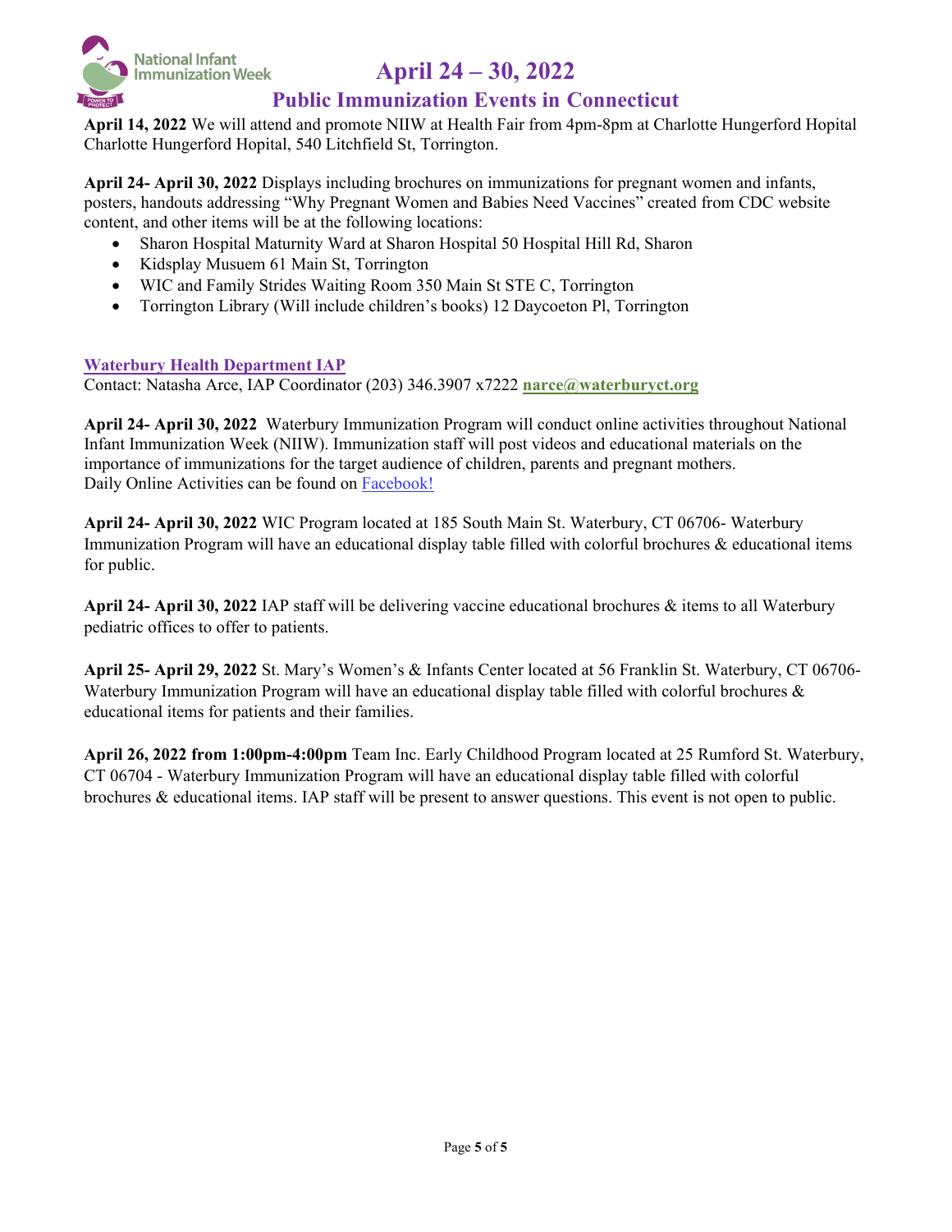# April 24 – 30, 2022

## Public Immunization Events in Connecticut

**April 14, 2022** We will attend and promote NIIW at Health Fair from 4pm-8pm at Charlotte Hungerford Hopital Charlotte Hungerford Hopital, 540 Litchfield St, Torrington.

**April 24- April 30, 2022** Displays including brochures on immunizations for pregnant women and infants, posters, handouts addressing "Why Pregnant Women and Babies Need Vaccines" created from CDC website content, and other items will be at the following locations:

- Sharon Hospital Maturnity Ward at Sharon Hospital 50 Hospital Hill Rd, Sharon
- Kidsplay Musuem 61 Main St, Torrington
- WIC and Family Strides Waiting Room 350 Main St STE C, Torrington
- Torrington Library (Will include children's books) 12 Daycoeton Pl, Torrington

### Waterbury Health Department IAP

Contact: Natasha Arce, IAP Coordinator (203) 346.3907 x7222 **narce@waterburyct.org**

**April 24- April 30, 2022** Waterbury Immunization Program will conduct online activities throughout National Infant Immunization Week (NIIW). Immunization staff will post videos and educational materials on the importance of immunizations for the target audience of children, parents and pregnant mothers.
Daily Online Activities can be found on Facebook!

**April 24- April 30, 2022** WIC Program located at 185 South Main St. Waterbury, CT 06706- Waterbury Immunization Program will have an educational display table filled with colorful brochures & educational items for public.

**April 24- April 30, 2022** IAP staff will be delivering vaccine educational brochures & items to all Waterbury pediatric offices to offer to patients.

**April 25- April 29, 2022** St. Mary's Women's & Infants Center located at 56 Franklin St. Waterbury, CT 06706- Waterbury Immunization Program will have an educational display table filled with colorful brochures & educational items for patients and their families.

**April 26, 2022 from 1:00pm-4:00pm** Team Inc. Early Childhood Program located at 25 Rumford St. Waterbury, CT 06704 - Waterbury Immunization Program will have an educational display table filled with colorful brochures & educational items. IAP staff will be present to answer questions. This event is not open to public.